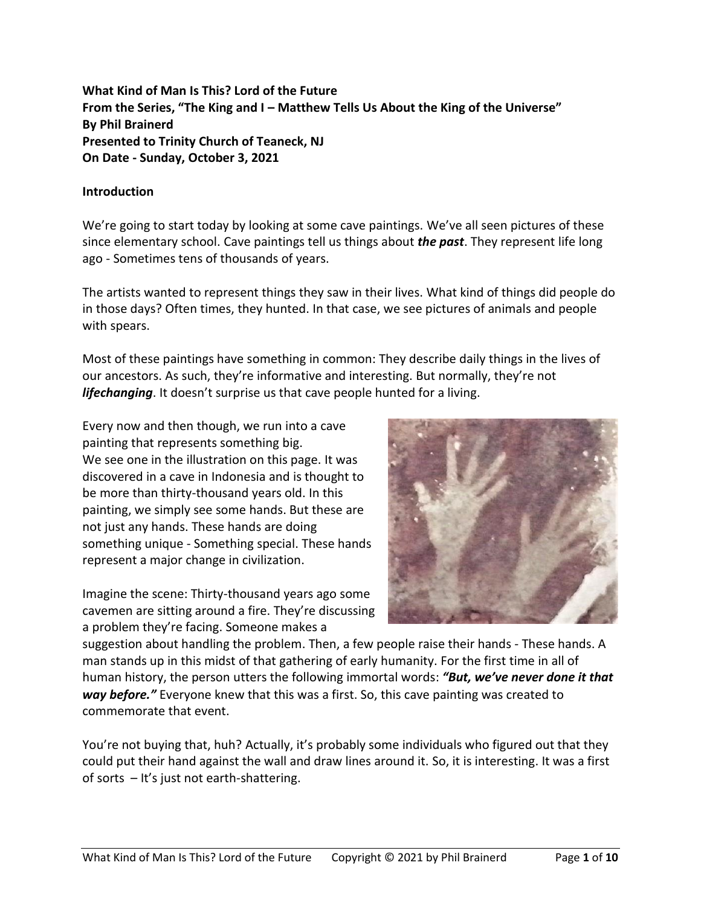**What Kind of Man Is This? Lord of the Future**
**From the Series, "The King and I – Matthew Tells Us About the King of the Universe"**
**By Phil Brainerd**
**Presented to Trinity Church of Teaneck, NJ**
**On Date - Sunday, October 3, 2021**

**Introduction**

We're going to start today by looking at some cave paintings. We've all seen pictures of these since elementary school. Cave paintings tell us things about ***the past***. They represent life long ago - Sometimes tens of thousands of years.

The artists wanted to represent things they saw in their lives. What kind of things did people do in those days? Often times, they hunted. In that case, we see pictures of animals and people with spears.

Most of these paintings have something in common: They describe daily things in the lives of our ancestors. As such, they're informative and interesting. But normally, they're not ***lifechanging***. It doesn't surprise us that cave people hunted for a living.

Every now and then though, we run into a cave painting that represents something big. We see one in the illustration on this page. It was discovered in a cave in Indonesia and is thought to be more than thirty-thousand years old. In this painting, we simply see some hands. But these are not just any hands. These hands are doing something unique - Something special. These hands represent a major change in civilization.

Imagine the scene: Thirty-thousand years ago some cavemen are sitting around a fire. They're discussing a problem they're facing. Someone makes a suggestion about handling the problem. Then, a few people raise their hands - These hands. A man stands up in this midst of that gathering of early humanity. For the first time in all of human history, the person utters the following immortal words: ***"But, we've never done it that way before."*** Everyone knew that this was a first. So, this cave painting was created to commemorate that event.

You're not buying that, huh? Actually, it's probably some individuals who figured out that they could put their hand against the wall and draw lines around it. So, it is interesting. It was a first of sorts – It's just not earth-shattering.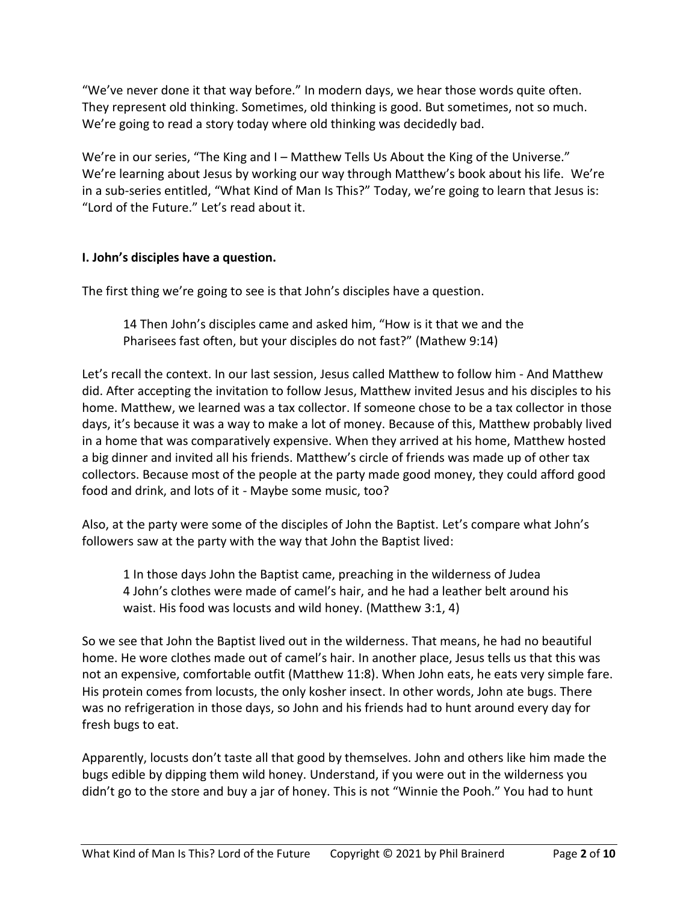"We've never done it that way before." In modern days, we hear those words quite often. They represent old thinking. Sometimes, old thinking is good. But sometimes, not so much. We're going to read a story today where old thinking was decidedly bad.

We're in our series, "The King and I – Matthew Tells Us About the King of the Universe." We're learning about Jesus by working our way through Matthew's book about his life. We're in a sub-series entitled, "What Kind of Man Is This?" Today, we're going to learn that Jesus is: "Lord of the Future." Let's read about it.

**I. John's disciples have a question.**

The first thing we're going to see is that John's disciples have a question.

> 14 Then John's disciples came and asked him, "How is it that we and the Pharisees fast often, but your disciples do not fast?" (Mathew 9:14)

Let's recall the context. In our last session, Jesus called Matthew to follow him - And Matthew did. After accepting the invitation to follow Jesus, Matthew invited Jesus and his disciples to his home. Matthew, we learned was a tax collector. If someone chose to be a tax collector in those days, it's because it was a way to make a lot of money. Because of this, Matthew probably lived in a home that was comparatively expensive. When they arrived at his home, Matthew hosted a big dinner and invited all his friends. Matthew's circle of friends was made up of other tax collectors. Because most of the people at the party made good money, they could afford good food and drink, and lots of it - Maybe some music, too?

Also, at the party were some of the disciples of John the Baptist. Let's compare what John's followers saw at the party with the way that John the Baptist lived:

> 1 In those days John the Baptist came, preaching in the wilderness of Judea
> 4 John's clothes were made of camel's hair, and he had a leather belt around his waist. His food was locusts and wild honey. (Matthew 3:1, 4)

So we see that John the Baptist lived out in the wilderness. That means, he had no beautiful home. He wore clothes made out of camel's hair. In another place, Jesus tells us that this was not an expensive, comfortable outfit (Matthew 11:8). When John eats, he eats very simple fare. His protein comes from locusts, the only kosher insect. In other words, John ate bugs. There was no refrigeration in those days, so John and his friends had to hunt around every day for fresh bugs to eat.

Apparently, locusts don't taste all that good by themselves. John and others like him made the bugs edible by dipping them wild honey. Understand, if you were out in the wilderness you didn't go to the store and buy a jar of honey. This is not "Winnie the Pooh." You had to hunt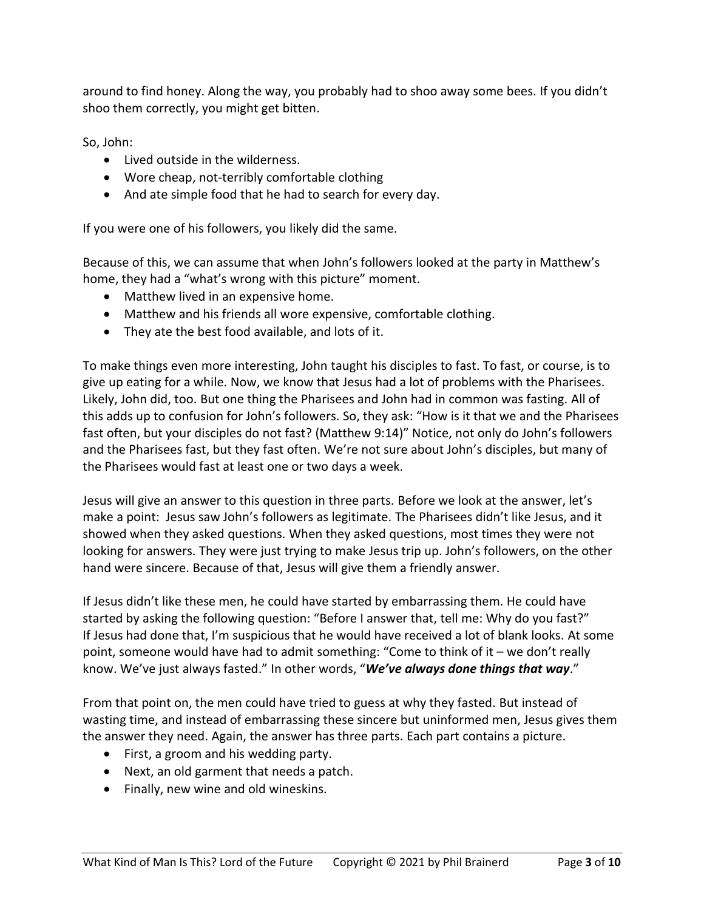around to find honey. Along the way, you probably had to shoo away some bees. If you didn't shoo them correctly, you might get bitten.

So, John:

- Lived outside in the wilderness.
- Wore cheap, not-terribly comfortable clothing
- And ate simple food that he had to search for every day.

If you were one of his followers, you likely did the same.

Because of this, we can assume that when John's followers looked at the party in Matthew's home, they had a "what's wrong with this picture" moment.

- Matthew lived in an expensive home.
- Matthew and his friends all wore expensive, comfortable clothing.
- They ate the best food available, and lots of it.

To make things even more interesting, John taught his disciples to fast. To fast, or course, is to give up eating for a while. Now, we know that Jesus had a lot of problems with the Pharisees. Likely, John did, too. But one thing the Pharisees and John had in common was fasting. All of this adds up to confusion for John's followers. So, they ask: "How is it that we and the Pharisees fast often, but your disciples do not fast? (Matthew 9:14)" Notice, not only do John's followers and the Pharisees fast, but they fast often. We're not sure about John's disciples, but many of the Pharisees would fast at least one or two days a week.

Jesus will give an answer to this question in three parts. Before we look at the answer, let's make a point: Jesus saw John's followers as legitimate. The Pharisees didn't like Jesus, and it showed when they asked questions. When they asked questions, most times they were not looking for answers. They were just trying to make Jesus trip up. John's followers, on the other hand were sincere. Because of that, Jesus will give them a friendly answer.

If Jesus didn't like these men, he could have started by embarrassing them. He could have started by asking the following question: "Before I answer that, tell me: Why do you fast?" If Jesus had done that, I'm suspicious that he would have received a lot of blank looks. At some point, someone would have had to admit something: "Come to think of it – we don't really know. We've just always fasted." In other words, "***We've always done things that way***."

From that point on, the men could have tried to guess at why they fasted. But instead of wasting time, and instead of embarrassing these sincere but uninformed men, Jesus gives them the answer they need. Again, the answer has three parts. Each part contains a picture.

- First, a groom and his wedding party.
- Next, an old garment that needs a patch.
- Finally, new wine and old wineskins.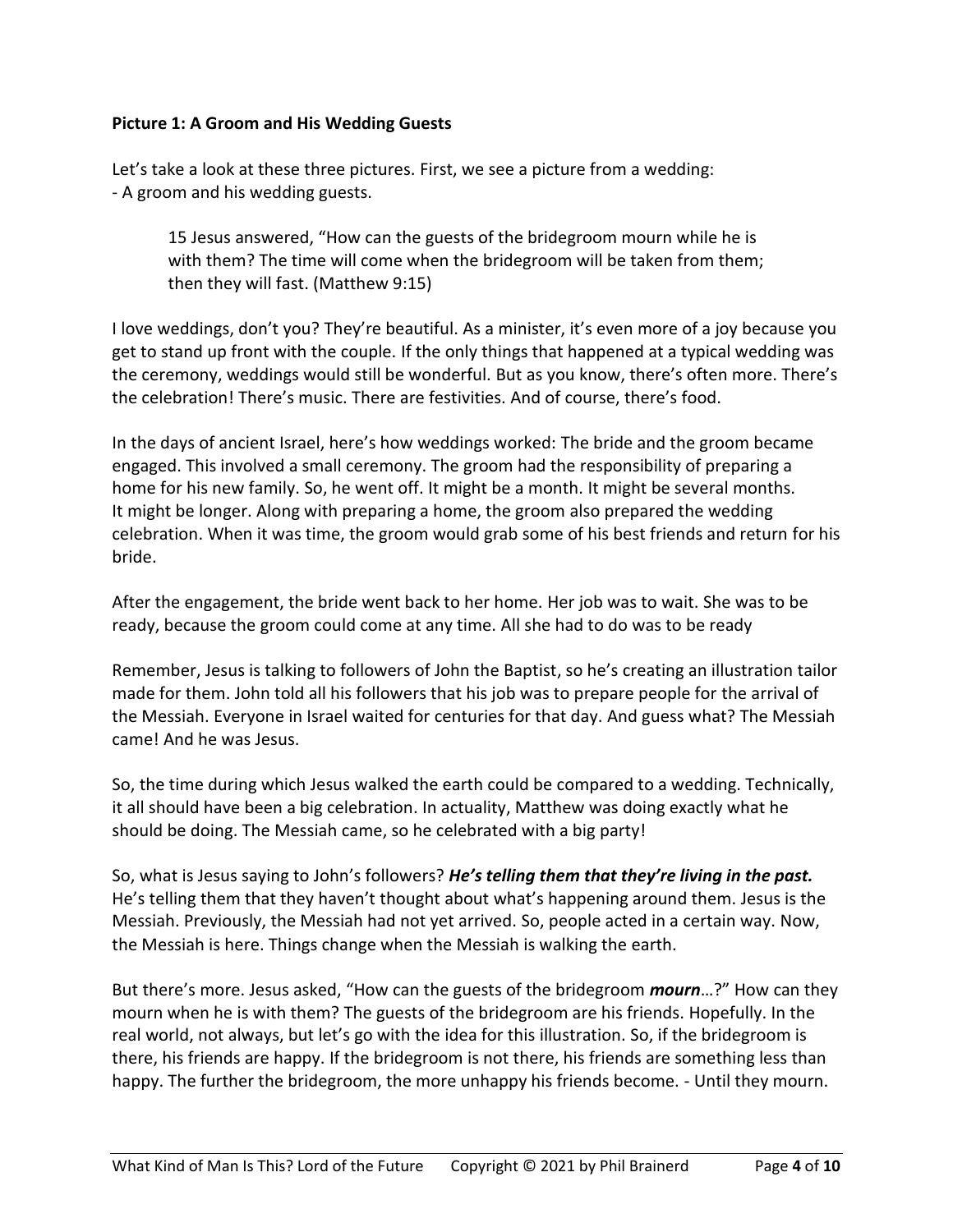**Picture 1: A Groom and His Wedding Guests**

Let's take a look at these three pictures. First, we see a picture from a wedding:
- A groom and his wedding guests.

> 15 Jesus answered, "How can the guests of the bridegroom mourn while he is with them? The time will come when the bridegroom will be taken from them; then they will fast. (Matthew 9:15)

I love weddings, don't you? They're beautiful. As a minister, it's even more of a joy because you get to stand up front with the couple. If the only things that happened at a typical wedding was the ceremony, weddings would still be wonderful. But as you know, there's often more. There's the celebration! There's music. There are festivities. And of course, there's food.

In the days of ancient Israel, here's how weddings worked: The bride and the groom became engaged. This involved a small ceremony. The groom had the responsibility of preparing a home for his new family. So, he went off. It might be a month. It might be several months. It might be longer. Along with preparing a home, the groom also prepared the wedding celebration. When it was time, the groom would grab some of his best friends and return for his bride.

After the engagement, the bride went back to her home. Her job was to wait. She was to be ready, because the groom could come at any time. All she had to do was to be ready

Remember, Jesus is talking to followers of John the Baptist, so he's creating an illustration tailor made for them. John told all his followers that his job was to prepare people for the arrival of the Messiah. Everyone in Israel waited for centuries for that day. And guess what? The Messiah came! And he was Jesus.

So, the time during which Jesus walked the earth could be compared to a wedding. Technically, it all should have been a big celebration. In actuality, Matthew was doing exactly what he should be doing. The Messiah came, so he celebrated with a big party!

So, what is Jesus saying to John's followers? ***He's telling them that they're living in the past.*** He's telling them that they haven't thought about what's happening around them. Jesus is the Messiah. Previously, the Messiah had not yet arrived. So, people acted in a certain way. Now, the Messiah is here. Things change when the Messiah is walking the earth.

But there's more. Jesus asked, "How can the guests of the bridegroom ***mourn***…?" How can they mourn when he is with them? The guests of the bridegroom are his friends. Hopefully. In the real world, not always, but let's go with the idea for this illustration. So, if the bridegroom is there, his friends are happy. If the bridegroom is not there, his friends are something less than happy. The further the bridegroom, the more unhappy his friends become. - Until they mourn.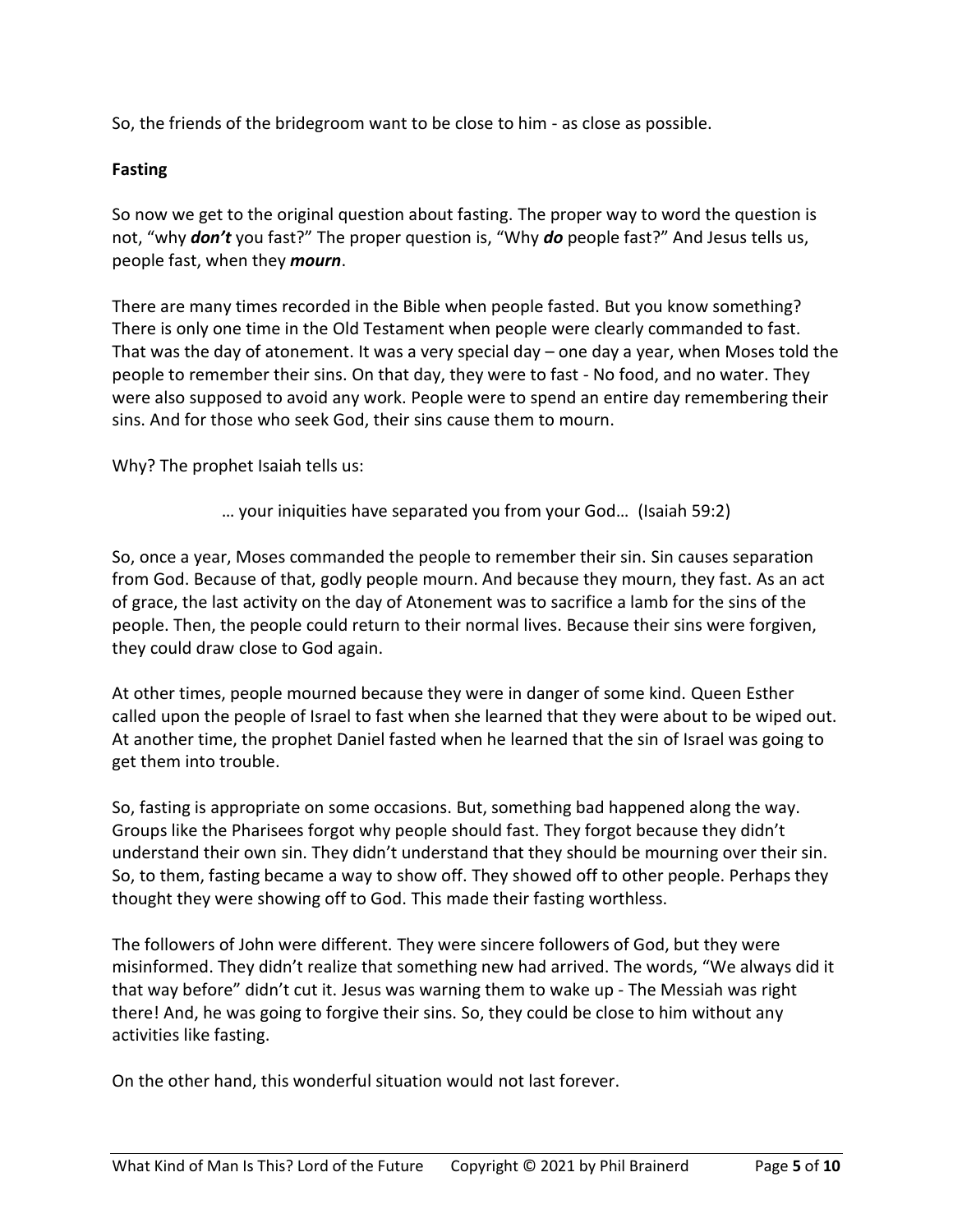So, the friends of the bridegroom want to be close to him - as close as possible.

**Fasting**

So now we get to the original question about fasting. The proper way to word the question is not, "why ***don't*** you fast?" The proper question is, "Why ***do*** people fast?" And Jesus tells us, people fast, when they ***mourn***.

There are many times recorded in the Bible when people fasted. But you know something? There is only one time in the Old Testament when people were clearly commanded to fast. That was the day of atonement. It was a very special day – one day a year, when Moses told the people to remember their sins. On that day, they were to fast - No food, and no water. They were also supposed to avoid any work. People were to spend an entire day remembering their sins. And for those who seek God, their sins cause them to mourn.

Why? The prophet Isaiah tells us:

> … your iniquities have separated you from your God… (Isaiah 59:2)

So, once a year, Moses commanded the people to remember their sin. Sin causes separation from God. Because of that, godly people mourn. And because they mourn, they fast. As an act of grace, the last activity on the day of Atonement was to sacrifice a lamb for the sins of the people. Then, the people could return to their normal lives. Because their sins were forgiven, they could draw close to God again.

At other times, people mourned because they were in danger of some kind. Queen Esther called upon the people of Israel to fast when she learned that they were about to be wiped out. At another time, the prophet Daniel fasted when he learned that the sin of Israel was going to get them into trouble.

So, fasting is appropriate on some occasions. But, something bad happened along the way. Groups like the Pharisees forgot why people should fast. They forgot because they didn't understand their own sin. They didn't understand that they should be mourning over their sin. So, to them, fasting became a way to show off. They showed off to other people. Perhaps they thought they were showing off to God. This made their fasting worthless.

The followers of John were different. They were sincere followers of God, but they were misinformed. They didn't realize that something new had arrived. The words, "We always did it that way before" didn't cut it. Jesus was warning them to wake up - The Messiah was right there! And, he was going to forgive their sins. So, they could be close to him without any activities like fasting.

On the other hand, this wonderful situation would not last forever.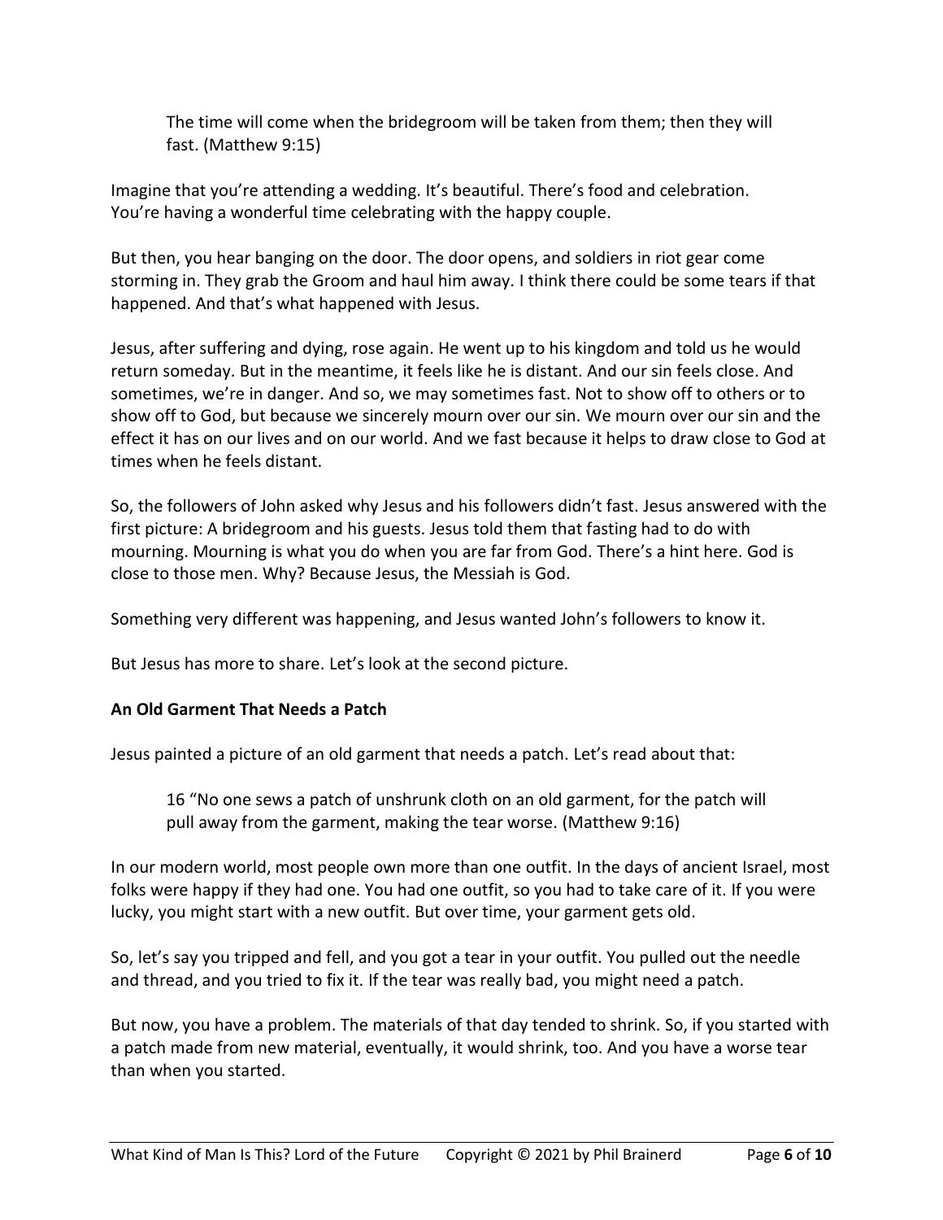> The time will come when the bridegroom will be taken from them; then they will fast. (Matthew 9:15)

Imagine that you're attending a wedding. It's beautiful. There's food and celebration. You're having a wonderful time celebrating with the happy couple.

But then, you hear banging on the door. The door opens, and soldiers in riot gear come storming in. They grab the Groom and haul him away. I think there could be some tears if that happened. And that's what happened with Jesus.

Jesus, after suffering and dying, rose again. He went up to his kingdom and told us he would return someday. But in the meantime, it feels like he is distant. And our sin feels close. And sometimes, we're in danger. And so, we may sometimes fast. Not to show off to others or to show off to God, but because we sincerely mourn over our sin. We mourn over our sin and the effect it has on our lives and on our world. And we fast because it helps to draw close to God at times when he feels distant.

So, the followers of John asked why Jesus and his followers didn't fast. Jesus answered with the first picture: A bridegroom and his guests. Jesus told them that fasting had to do with mourning. Mourning is what you do when you are far from God. There's a hint here. God is close to those men. Why? Because Jesus, the Messiah is God.

Something very different was happening, and Jesus wanted John's followers to know it.

But Jesus has more to share. Let's look at the second picture.

**An Old Garment That Needs a Patch**

Jesus painted a picture of an old garment that needs a patch. Let's read about that:

> 16 "No one sews a patch of unshrunk cloth on an old garment, for the patch will pull away from the garment, making the tear worse. (Matthew 9:16)

In our modern world, most people own more than one outfit. In the days of ancient Israel, most folks were happy if they had one. You had one outfit, so you had to take care of it. If you were lucky, you might start with a new outfit. But over time, your garment gets old.

So, let's say you tripped and fell, and you got a tear in your outfit. You pulled out the needle and thread, and you tried to fix it. If the tear was really bad, you might need a patch.

But now, you have a problem. The materials of that day tended to shrink. So, if you started with a patch made from new material, eventually, it would shrink, too. And you have a worse tear than when you started.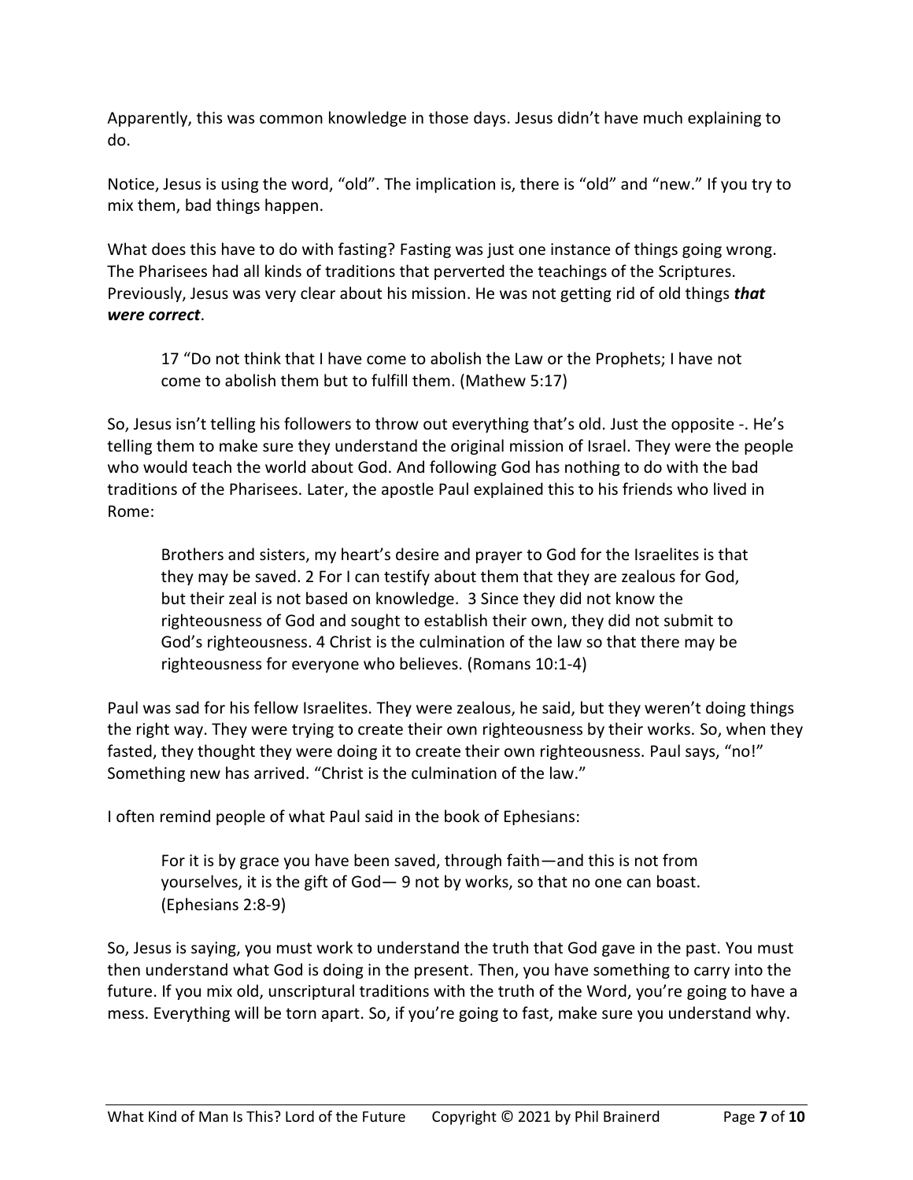Apparently, this was common knowledge in those days. Jesus didn't have much explaining to do.

Notice, Jesus is using the word, "old". The implication is, there is "old" and "new." If you try to mix them, bad things happen.

What does this have to do with fasting? Fasting was just one instance of things going wrong. The Pharisees had all kinds of traditions that perverted the teachings of the Scriptures. Previously, Jesus was very clear about his mission. He was not getting rid of old things ***that were correct***.

> 17 "Do not think that I have come to abolish the Law or the Prophets; I have not come to abolish them but to fulfill them. (Mathew 5:17)

So, Jesus isn't telling his followers to throw out everything that's old. Just the opposite -. He's telling them to make sure they understand the original mission of Israel. They were the people who would teach the world about God. And following God has nothing to do with the bad traditions of the Pharisees. Later, the apostle Paul explained this to his friends who lived in Rome:

> Brothers and sisters, my heart's desire and prayer to God for the Israelites is that they may be saved. 2 For I can testify about them that they are zealous for God, but their zeal is not based on knowledge. 3 Since they did not know the righteousness of God and sought to establish their own, they did not submit to God's righteousness. 4 Christ is the culmination of the law so that there may be righteousness for everyone who believes. (Romans 10:1-4)

Paul was sad for his fellow Israelites. They were zealous, he said, but they weren't doing things the right way. They were trying to create their own righteousness by their works. So, when they fasted, they thought they were doing it to create their own righteousness. Paul says, "no!" Something new has arrived. "Christ is the culmination of the law."

I often remind people of what Paul said in the book of Ephesians:

> For it is by grace you have been saved, through faith—and this is not from yourselves, it is the gift of God— 9 not by works, so that no one can boast. (Ephesians 2:8-9)

So, Jesus is saying, you must work to understand the truth that God gave in the past. You must then understand what God is doing in the present. Then, you have something to carry into the future. If you mix old, unscriptural traditions with the truth of the Word, you're going to have a mess. Everything will be torn apart. So, if you're going to fast, make sure you understand why.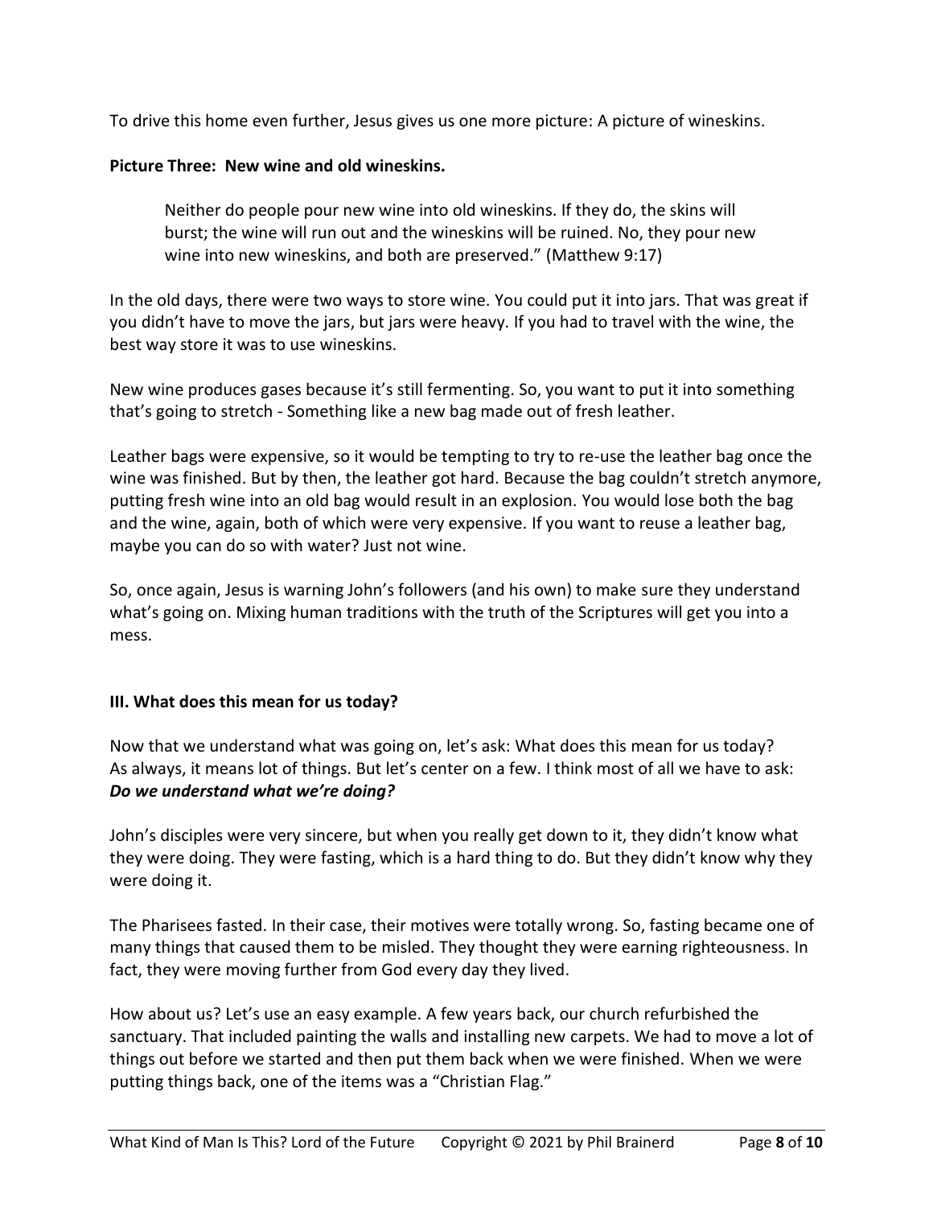To drive this home even further, Jesus gives us one more picture: A picture of wineskins.

**Picture Three: New wine and old wineskins.**

> Neither do people pour new wine into old wineskins. If they do, the skins will burst; the wine will run out and the wineskins will be ruined. No, they pour new wine into new wineskins, and both are preserved." (Matthew 9:17)

In the old days, there were two ways to store wine. You could put it into jars. That was great if you didn't have to move the jars, but jars were heavy. If you had to travel with the wine, the best way store it was to use wineskins.

New wine produces gases because it's still fermenting. So, you want to put it into something that's going to stretch - Something like a new bag made out of fresh leather.

Leather bags were expensive, so it would be tempting to try to re-use the leather bag once the wine was finished. But by then, the leather got hard. Because the bag couldn't stretch anymore, putting fresh wine into an old bag would result in an explosion. You would lose both the bag and the wine, again, both of which were very expensive. If you want to reuse a leather bag, maybe you can do so with water? Just not wine.

So, once again, Jesus is warning John's followers (and his own) to make sure they understand what's going on. Mixing human traditions with the truth of the Scriptures will get you into a mess.

**III. What does this mean for us today?**

Now that we understand what was going on, let's ask: What does this mean for us today? As always, it means lot of things. But let's center on a few. I think most of all we have to ask: ***Do we understand what we're doing?***

John's disciples were very sincere, but when you really get down to it, they didn't know what they were doing. They were fasting, which is a hard thing to do. But they didn't know why they were doing it.

The Pharisees fasted. In their case, their motives were totally wrong. So, fasting became one of many things that caused them to be misled. They thought they were earning righteousness. In fact, they were moving further from God every day they lived.

How about us? Let's use an easy example. A few years back, our church refurbished the sanctuary. That included painting the walls and installing new carpets. We had to move a lot of things out before we started and then put them back when we were finished. When we were putting things back, one of the items was a "Christian Flag."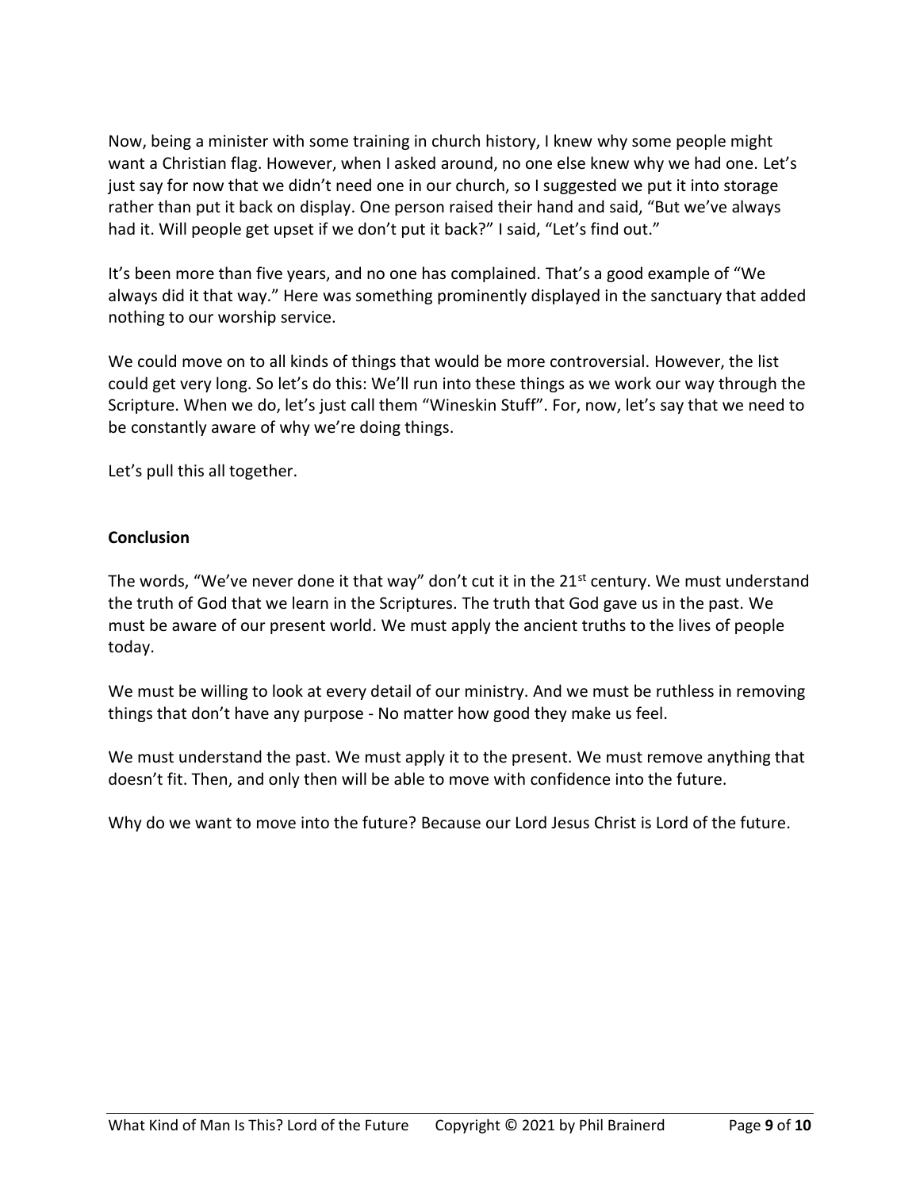Now, being a minister with some training in church history, I knew why some people might want a Christian flag. However, when I asked around, no one else knew why we had one. Let's just say for now that we didn't need one in our church, so I suggested we put it into storage rather than put it back on display. One person raised their hand and said, "But we've always had it. Will people get upset if we don't put it back?" I said, "Let's find out."

It's been more than five years, and no one has complained. That's a good example of "We always did it that way." Here was something prominently displayed in the sanctuary that added nothing to our worship service.

We could move on to all kinds of things that would be more controversial. However, the list could get very long. So let's do this: We'll run into these things as we work our way through the Scripture. When we do, let's just call them "Wineskin Stuff". For, now, let's say that we need to be constantly aware of why we're doing things.

Let's pull this all together.

**Conclusion**

The words, "We've never done it that way" don't cut it in the 21st century. We must understand the truth of God that we learn in the Scriptures. The truth that God gave us in the past. We must be aware of our present world. We must apply the ancient truths to the lives of people today.

We must be willing to look at every detail of our ministry. And we must be ruthless in removing things that don't have any purpose - No matter how good they make us feel.

We must understand the past. We must apply it to the present. We must remove anything that doesn't fit. Then, and only then will be able to move with confidence into the future.

Why do we want to move into the future? Because our Lord Jesus Christ is Lord of the future.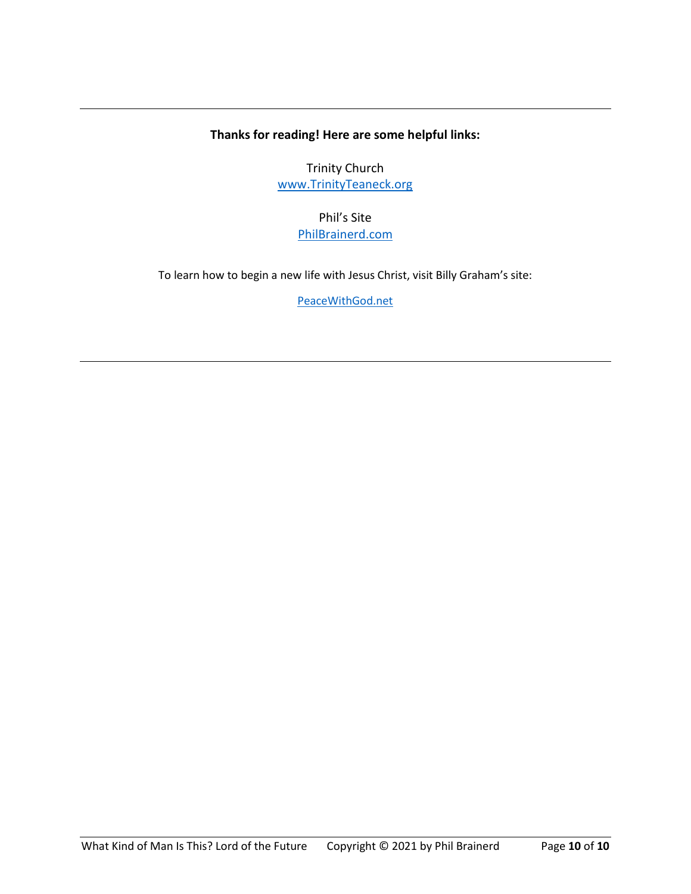**Thanks for reading! Here are some helpful links:**

Trinity Church
www.TrinityTeaneck.org

Phil's Site
PhilBrainerd.com

To learn how to begin a new life with Jesus Christ, visit Billy Graham's site:

PeaceWithGod.net